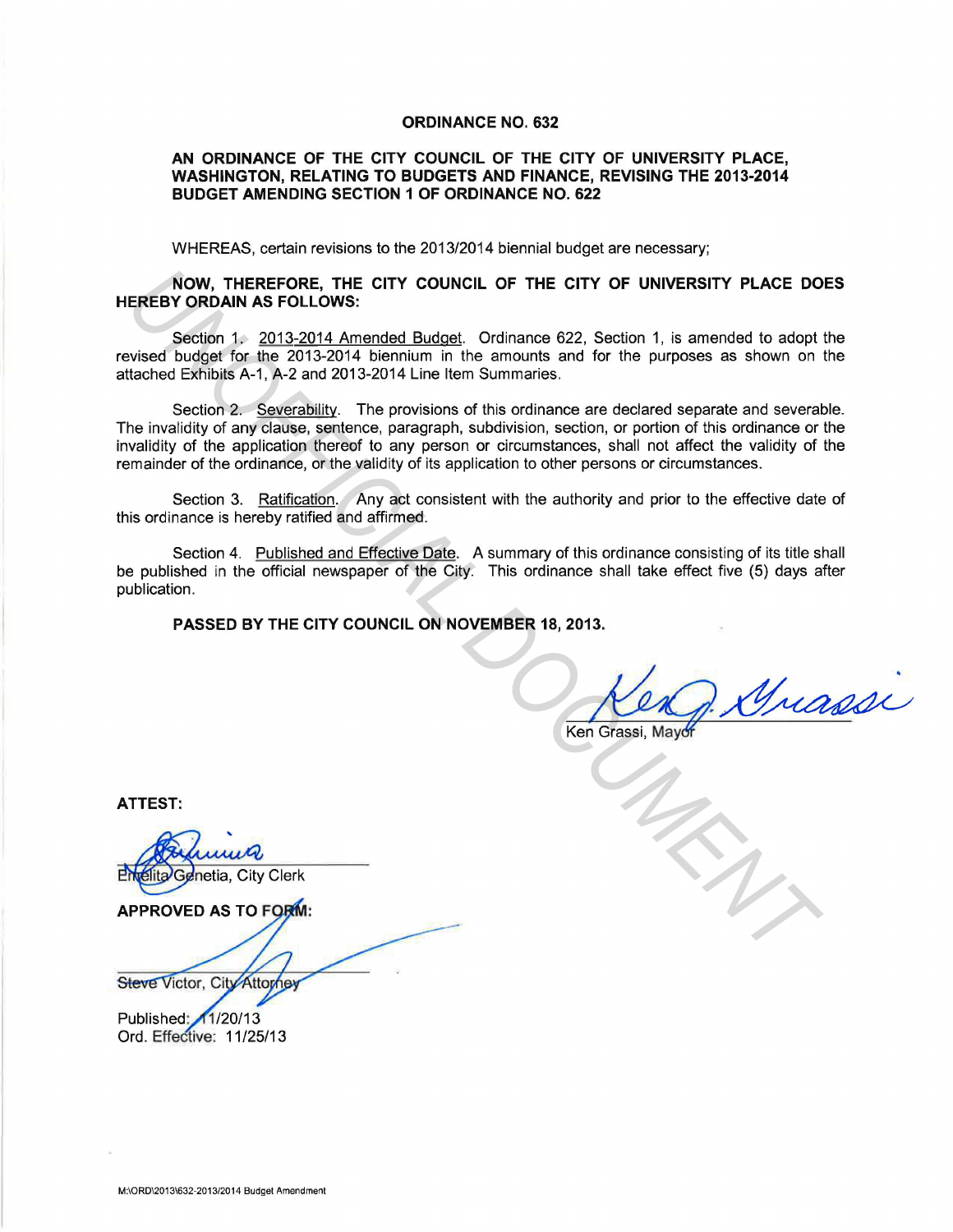# ORDINANCE NO. 632

## AN ORDINANCE OF THE CITY COUNCIL OF THE CITY OF UNIVERSITY PLACE, WASHINGTON, RELATING TO BUDGETS AND FINANCE, REVISING THE 2013-2014 BUDGET AMENDING SECTION 1 OF ORDINANCE NO. 622

WHEREAS, certain revisions to the 2013/2014 biennial budget are necessary;

**NOW, THEREFORE, THE CITY COUNCIL OF THE CITY OF UNIVERSITY PLACE DOES HEREBY ORDAIN AS FOLLOWS:**

Section 1. 2013-2014 Amended Budget. Ordinance 622, Section 1, is amended to adopt the revised budget for the 2013-2014 biennium in the amounts and for the purposes as shown on the attached Exhibits A-1, A-2 and 2013-2014 Line Item Summaries.

Section 2. Severability. The provisions of this ordinance are declared separate and severable. The invalidity of any clause, sentence, paragraph, subdivision, section, or portion of this ordinance or the invalidity of the application thereof to any person or circumstances, shall not affect the validity of the remainder of the ordinance, or the validity of its application to other persons or circumstances.

Section 3. Ratification. Any act consistent with the authority and prior to the effective date of this ordinance is hereby ratified and affirmed.

Section 4. Published and Effective Date. A summary of this ordinance consisting of its title shall be published in the official newspaper of the City. This ordinance shall take effect five (5) days after publication.

**PASSED BY THE CITY COUNCIL ON NOVEMBER 18, 2013.**

Ken Grassi, Mayor

**ATTEST:**

Emelita Genetia, City Clerk

**APPROVED AS TO FORM:**

Steve Victor, City Attorney

Published: 11/20/13
Ord. Effective: 11/25/13

M:\ORD\2013\632-2013/2014 Budget Amendment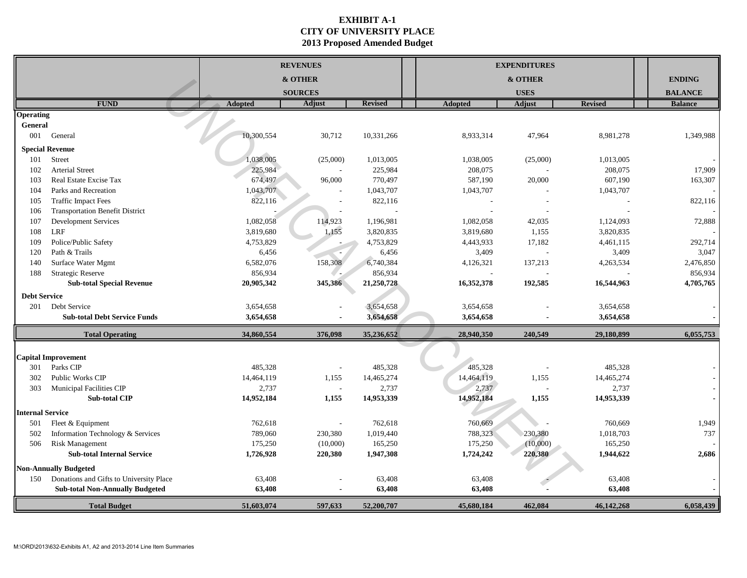# EXHIBIT A-1
## CITY OF UNIVERSITY PLACE
## 2013 Proposed Amended Budget

| FUND | | REVENUES & OTHER SOURCES Adopted | Adjust | Revised | EXPENDITURES & OTHER USES Adopted | Adjust | Revised | ENDING BALANCE Balance |
|---|---|---|---|---|---|---|---|---|
| **Operating** | | | | | | | | |
| **General** | | | | | | | | |
| 001 | General | 10,300,554 | 30,712 | 10,331,266 | 8,933,314 | 47,964 | 8,981,278 | 1,349,988 |
| **Special Revenue** | | | | | | | | |
| 101 | Street | 1,038,005 | (25,000) | 1,013,005 | 1,038,005 | (25,000) | 1,013,005 | - |
| 102 | Arterial Street | 225,984 | - | 225,984 | 208,075 | - | 208,075 | 17,909 |
| 103 | Real Estate Excise Tax | 674,497 | 96,000 | 770,497 | 587,190 | 20,000 | 607,190 | 163,307 |
| 104 | Parks and Recreation | 1,043,707 | - | 1,043,707 | 1,043,707 | - | 1,043,707 | - |
| 105 | Traffic Impact Fees | 822,116 | - | 822,116 | - | - | - | 822,116 |
| 106 | Transportation Benefit District | - | - | - | - | - | - | - |
| 107 | Development Services | 1,082,058 | 114,923 | 1,196,981 | 1,082,058 | 42,035 | 1,124,093 | 72,888 |
| 108 | LRF | 3,819,680 | 1,155 | 3,820,835 | 3,819,680 | 1,155 | 3,820,835 | - |
| 109 | Police/Public Safety | 4,753,829 | - | 4,753,829 | 4,443,933 | 17,182 | 4,461,115 | 292,714 |
| 120 | Path & Trails | 6,456 | - | 6,456 | 3,409 | - | 3,409 | 3,047 |
| 140 | Surface Water Mgmt | 6,582,076 | 158,308 | 6,740,384 | 4,126,321 | 137,213 | 4,263,534 | 2,476,850 |
| 188 | Strategic Reserve | 856,934 | - | 856,934 | - | - | - | 856,934 |
| | **Sub-total Special Revenue** | **20,905,342** | **345,386** | **21,250,728** | **16,352,378** | **192,585** | **16,544,963** | **4,705,765** |
| **Debt Service** | | | | | | | | |
| 201 | Debt Service | 3,654,658 | - | 3,654,658 | 3,654,658 | - | 3,654,658 | - |
| | **Sub-total Debt Service Funds** | **3,654,658** | **-** | **3,654,658** | **3,654,658** | **-** | **3,654,658** | **-** |
| | **Total Operating** | **34,860,554** | **376,098** | **35,236,652** | **28,940,350** | **240,549** | **29,180,899** | **6,055,753** |
| **Capital Improvement** | | | | | | | | |
| 301 | Parks CIP | 485,328 | - | 485,328 | 485,328 | - | 485,328 | - |
| 302 | Public Works CIP | 14,464,119 | 1,155 | 14,465,274 | 14,464,119 | 1,155 | 14,465,274 | - |
| 303 | Municipal Facilities CIP | 2,737 | - | 2,737 | 2,737 | - | 2,737 | - |
| | **Sub-total CIP** | **14,952,184** | **1,155** | **14,953,339** | **14,952,184** | **1,155** | **14,953,339** | **-** |
| **Internal Service** | | | | | | | | |
| 501 | Fleet & Equipment | 762,618 | - | 762,618 | 760,669 | - | 760,669 | 1,949 |
| 502 | Information Technology & Services | 789,060 | 230,380 | 1,019,440 | 788,323 | 230,380 | 1,018,703 | 737 |
| 506 | Risk Management | 175,250 | (10,000) | 165,250 | 175,250 | (10,000) | 165,250 | - |
| | **Sub-total Internal Service** | **1,726,928** | **220,380** | **1,947,308** | **1,724,242** | **220,380** | **1,944,622** | **2,686** |
| **Non-Annually Budgeted** | | | | | | | | |
| 150 | Donations and Gifts to University Place | 63,408 | - | 63,408 | 63,408 | - | 63,408 | - |
| | **Sub-total Non-Annually Budgeted** | **63,408** | **-** | **63,408** | **63,408** | **-** | **63,408** | **-** |
| | **Total Budget** | **51,603,074** | **597,633** | **52,200,707** | **45,680,184** | **462,084** | **46,142,268** | **6,058,439** |

M:\ORD\2013\632-Exhibits A1, A2 and 2013-2014 Line Item Summaries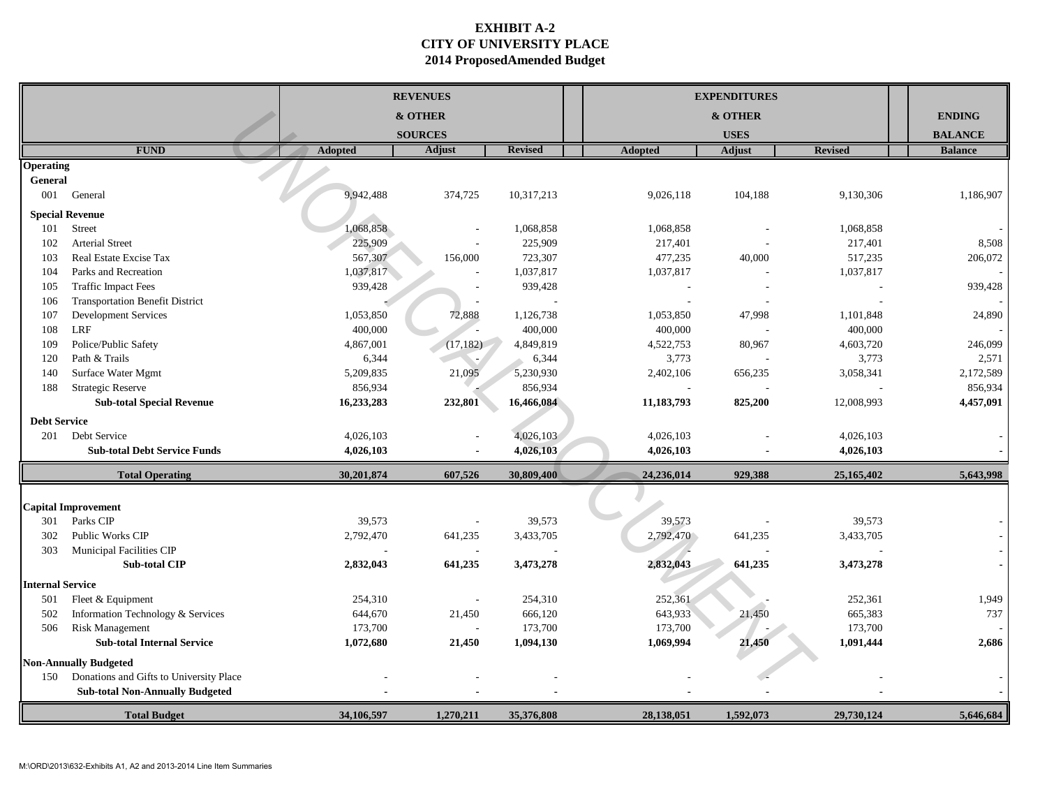# EXHIBIT A-2
# CITY OF UNIVERSITY PLACE
# 2014 ProposedAmended Budget

| | | REVENUES & OTHER SOURCES | | | EXPENDITURES & OTHER USES | | | ENDING BALANCE |
|---|---|---|---|---|---|---|---|---|
| | FUND | Adopted | Adjust | Revised | Adopted | Adjust | Revised | Balance |
| **Operating** | | | | | | | | |
| **General** | | | | | | | | |
| 001 | General | 9,942,488 | 374,725 | 10,317,213 | 9,026,118 | 104,188 | 9,130,306 | 1,186,907 |
| **Special Revenue** | | | | | | | | |
| 101 | Street | 1,068,858 | - | 1,068,858 | 1,068,858 | - | 1,068,858 | - |
| 102 | Arterial Street | 225,909 | - | 225,909 | 217,401 | - | 217,401 | 8,508 |
| 103 | Real Estate Excise Tax | 567,307 | 156,000 | 723,307 | 477,235 | 40,000 | 517,235 | 206,072 |
| 104 | Parks and Recreation | 1,037,817 | - | 1,037,817 | 1,037,817 | - | 1,037,817 | - |
| 105 | Traffic Impact Fees | 939,428 | - | 939,428 | - | - | - | 939,428 |
| 106 | Transportation Benefit District | - | - | - | - | - | - | - |
| 107 | Development Services | 1,053,850 | 72,888 | 1,126,738 | 1,053,850 | 47,998 | 1,101,848 | 24,890 |
| 108 | LRF | 400,000 | - | 400,000 | 400,000 | - | 400,000 | - |
| 109 | Police/Public Safety | 4,867,001 | (17,182) | 4,849,819 | 4,522,753 | 80,967 | 4,603,720 | 246,099 |
| 120 | Path & Trails | 6,344 | - | 6,344 | 3,773 | - | 3,773 | 2,571 |
| 140 | Surface Water Mgmt | 5,209,835 | 21,095 | 5,230,930 | 2,402,106 | 656,235 | 3,058,341 | 2,172,589 |
| 188 | Strategic Reserve | 856,934 | - | 856,934 | - | - | - | 856,934 |
| | **Sub-total Special Revenue** | **16,233,283** | **232,801** | **16,466,084** | **11,183,793** | **825,200** | 12,008,993 | **4,457,091** |
| **Debt Service** | | | | | | | | |
| 201 | Debt Service | 4,026,103 | - | 4,026,103 | 4,026,103 | - | 4,026,103 | - |
| | **Sub-total Debt Service Funds** | **4,026,103** | **-** | **4,026,103** | **4,026,103** | **-** | **4,026,103** | **-** |
| | **Total Operating** | **30,201,874** | **607,526** | **30,809,400** | **24,236,014** | **929,388** | **25,165,402** | **5,643,998** |
| **Capital Improvement** | | | | | | | | |
| 301 | Parks CIP | 39,573 | - | 39,573 | 39,573 | - | 39,573 | - |
| 302 | Public Works CIP | 2,792,470 | 641,235 | 3,433,705 | 2,792,470 | 641,235 | 3,433,705 | - |
| 303 | Municipal Facilities CIP | - | - | - | - | - | - | - |
| | **Sub-total CIP** | **2,832,043** | **641,235** | **3,473,278** | **2,832,043** | **641,235** | **3,473,278** | **-** |
| **Internal Service** | | | | | | | | |
| 501 | Fleet & Equipment | 254,310 | - | 254,310 | 252,361 | - | 252,361 | 1,949 |
| 502 | Information Technology & Services | 644,670 | 21,450 | 666,120 | 643,933 | 21,450 | 665,383 | 737 |
| 506 | Risk Management | 173,700 | - | 173,700 | 173,700 | - | 173,700 | - |
| | **Sub-total Internal Service** | **1,072,680** | **21,450** | **1,094,130** | **1,069,994** | **21,450** | **1,091,444** | **2,686** |
| **Non-Annually Budgeted** | | | | | | | | |
| 150 | Donations and Gifts to University Place | - | - | - | - | - | - | - |
| | **Sub-total Non-Annually Budgeted** | **-** | **-** | **-** | **-** | **-** | **-** | **-** |
| | **Total Budget** | **34,106,597** | **1,270,211** | **35,376,808** | **28,138,051** | **1,592,073** | **29,730,124** | **5,646,684** |

M:\ORD\2013\632-Exhibits A1, A2 and 2013-2014 Line Item Summaries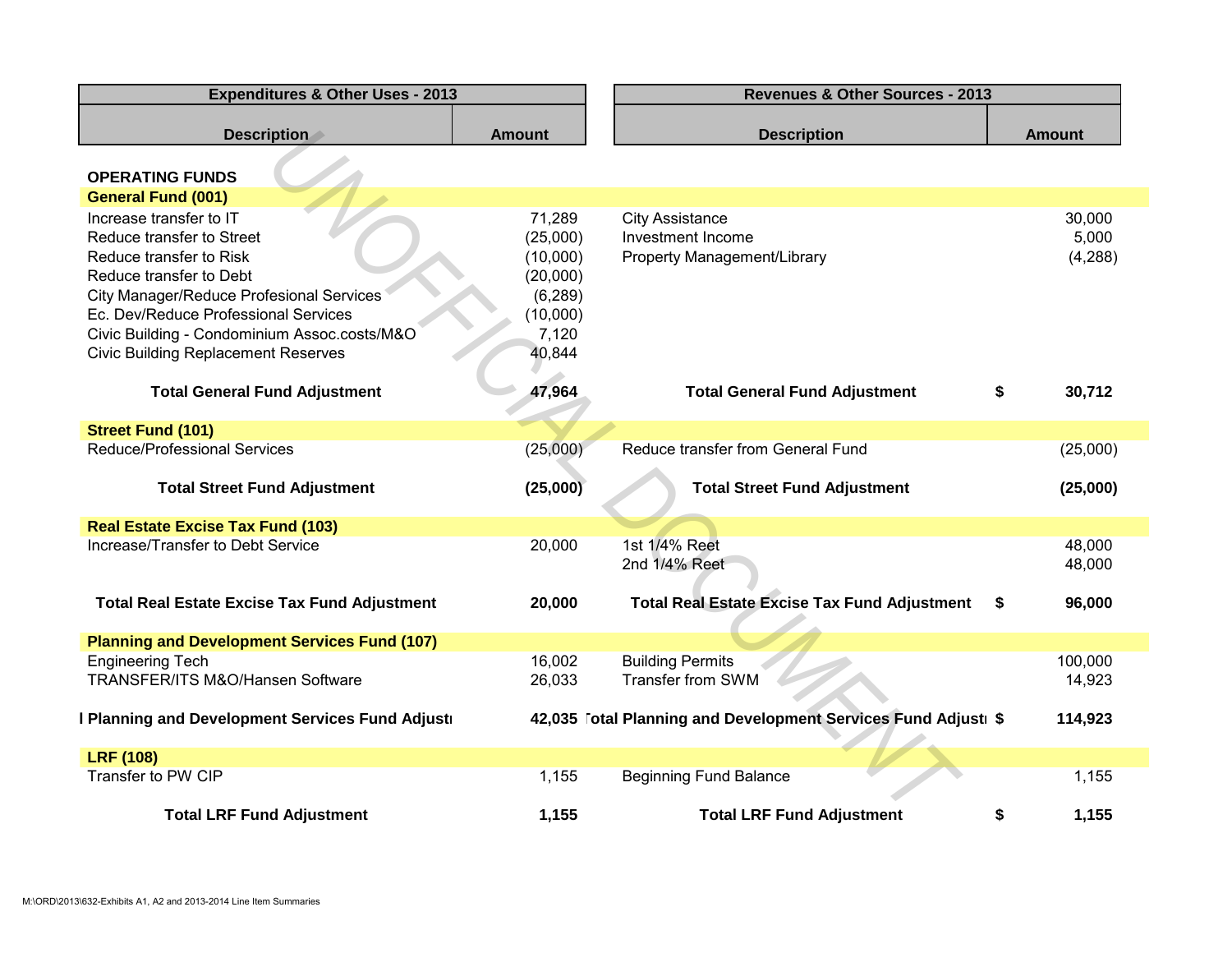| Expenditures & Other Uses - 2013 | | | Revenues & Other Sources - 2013 | | |
|---|---|---|---|---|---|
| **Description** | **Amount** | | **Description** | | **Amount** |
| **OPERATING FUNDS** | | | | | |
| **General Fund (001)** | | | | | |
| Increase transfer to IT | 71,289 | | City Assistance | | 30,000 |
| Reduce transfer to Street | (25,000) | | Investment Income | | 5,000 |
| Reduce transfer to Risk | (10,000) | | Property Management/Library | | (4,288) |
| Reduce transfer to Debt | (20,000) | | | | |
| City Manager/Reduce Profesional Services | (6,289) | | | | |
| Ec. Dev/Reduce Professional Services | (10,000) | | | | |
| Civic Building - Condominium Assoc.costs/M&O | 7,120 | | | | |
| Civic Building Replacement Reserves | 40,844 | | | | |
| **Total General Fund Adjustment** | **47,964** | | **Total General Fund Adjustment** | **$** | **30,712** |
| **Street Fund (101)** | | | | | |
| Reduce/Professional Services | (25,000) | | Reduce transfer from General Fund | | (25,000) |
| **Total Street Fund Adjustment** | **(25,000)** | | **Total Street Fund Adjustment** | | **(25,000)** |
| **Real Estate Excise Tax Fund (103)** | | | | | |
| Increase/Transfer to Debt Service | 20,000 | | 1st 1/4% Reet | | 48,000 |
| | | | 2nd 1/4% Reet | | 48,000 |
| **Total Real Estate Excise Tax Fund Adjustment** | **20,000** | | **Total Real Estate Excise Tax Fund Adjustment** | **$** | **96,000** |
| **Planning and Development Services Fund (107)** | | | | | |
| Engineering Tech | 16,002 | | Building Permits | | 100,000 |
| TRANSFER/ITS M&O/Hansen Software | 26,033 | | Transfer from SWM | | 14,923 |
| **l Planning and Development Services Fund Adjustı** | **42,035** | | **Total Planning and Development Services Fund Adjustı** | **$** | **114,923** |
| **LRF (108)** | | | | | |
| Transfer to PW CIP | 1,155 | | Beginning Fund Balance | | 1,155 |
| **Total LRF Fund Adjustment** | **1,155** | | **Total LRF Fund Adjustment** | **$** | **1,155** |

M:\ORD\2013\632-Exhibits A1, A2 and 2013-2014 Line Item Summaries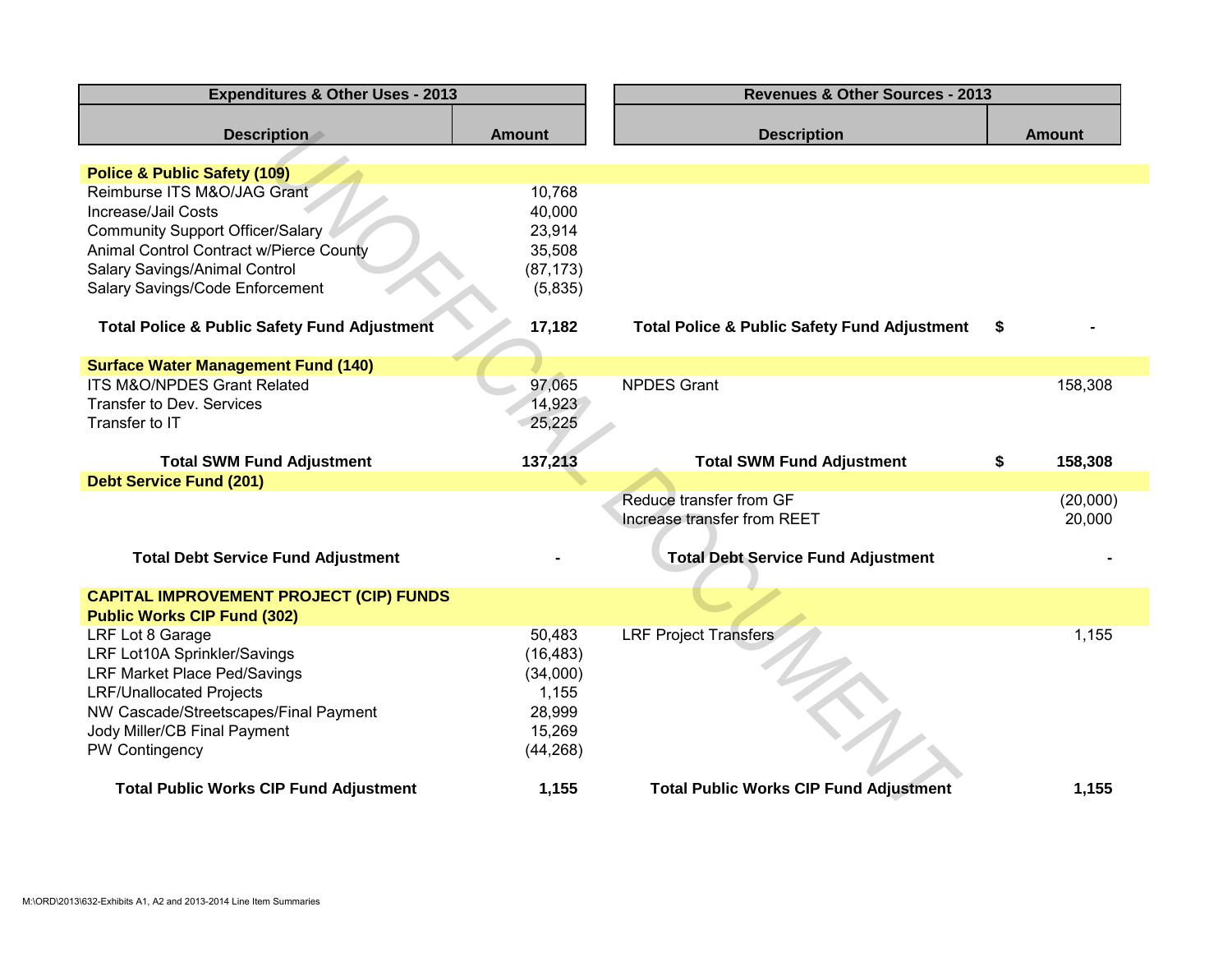| Expenditures & Other Uses - 2013 | | Revenues & Other Sources - 2013 | |
|---|---|---|---|
| **Description** | **Amount** | **Description** | **Amount** |
| **Police & Public Safety (109)** | | | |
| Reimburse ITS M&O/JAG Grant | 10,768 | | |
| Increase/Jail Costs | 40,000 | | |
| Community Support Officer/Salary | 23,914 | | |
| Animal Control Contract w/Pierce County | 35,508 | | |
| Salary Savings/Animal Control | (87,173) | | |
| Salary Savings/Code Enforcement | (5,835) | | |
| **Total Police & Public Safety Fund Adjustment** | **17,182** | **Total Police & Public Safety Fund Adjustment** | **$ -** |
| **Surface Water Management Fund (140)** | | | |
| ITS M&O/NPDES Grant Related | 97,065 | NPDES Grant | 158,308 |
| Transfer to Dev. Services | 14,923 | | |
| Transfer to IT | 25,225 | | |
| **Total SWM Fund Adjustment** | **137,213** | **Total SWM Fund Adjustment** | **$ 158,308** |
| **Debt Service Fund (201)** | | | |
| | | Reduce transfer from GF | (20,000) |
| | | Increase transfer from REET | 20,000 |
| **Total Debt Service Fund Adjustment** | **-** | **Total Debt Service Fund Adjustment** | **-** |
| **CAPITAL IMPROVEMENT PROJECT (CIP) FUNDS** | | | |
| **Public Works CIP Fund (302)** | | | |
| LRF Lot 8 Garage | 50,483 | LRF Project Transfers | 1,155 |
| LRF Lot10A Sprinkler/Savings | (16,483) | | |
| LRF Market Place Ped/Savings | (34,000) | | |
| LRF/Unallocated Projects | 1,155 | | |
| NW Cascade/Streetscapes/Final Payment | 28,999 | | |
| Jody Miller/CB Final Payment | 15,269 | | |
| PW Contingency | (44,268) | | |
| **Total Public Works CIP Fund Adjustment** | **1,155** | **Total Public Works CIP Fund Adjustment** | **1,155** |

M:\ORD\2013\632-Exhibits A1, A2 and 2013-2014 Line Item Summaries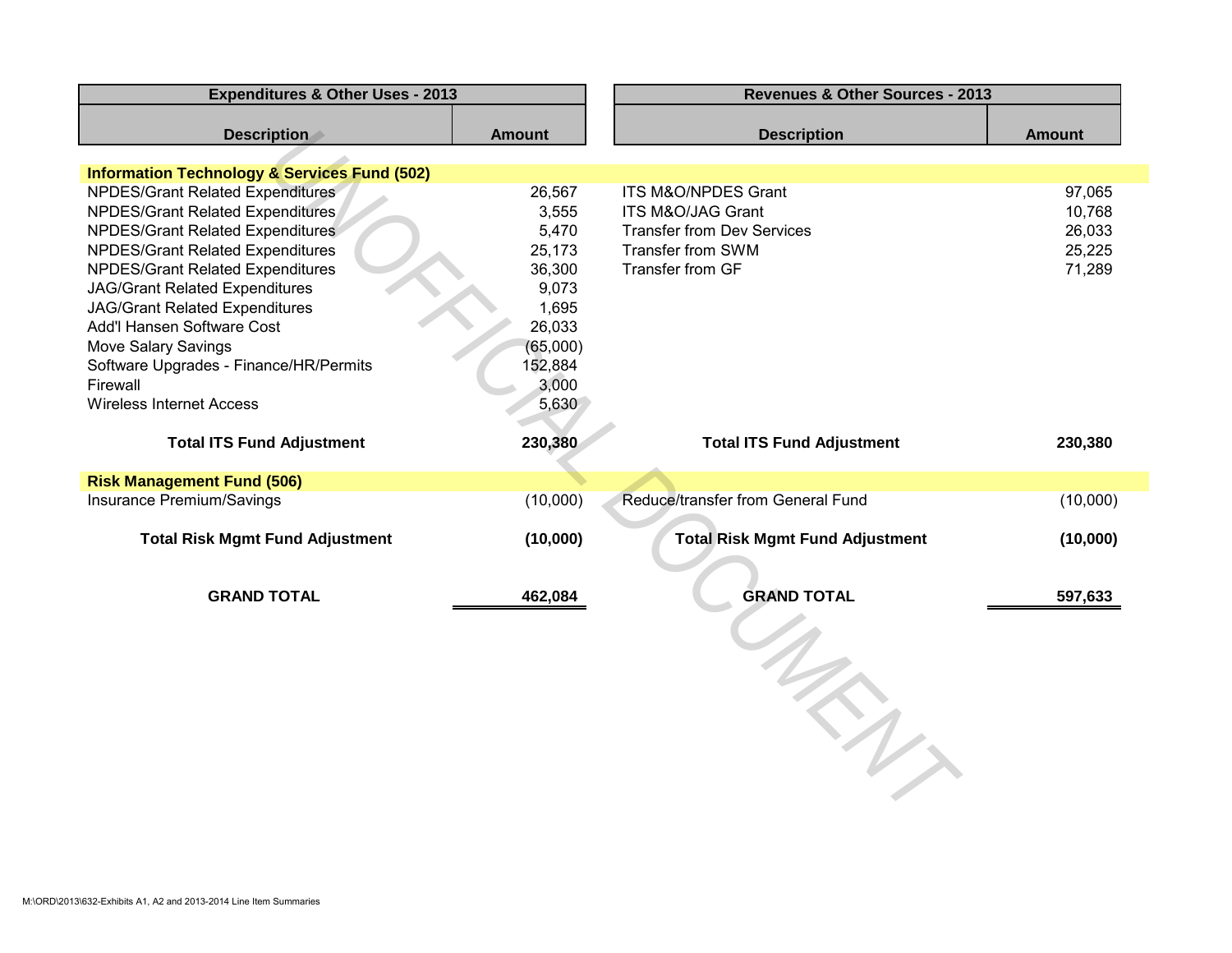| Expenditures & Other Uses - 2013 | | Revenues & Other Sources - 2013 | |
|---|---|---|---|
| **Description** | **Amount** | **Description** | **Amount** |
| **Information Technology & Services Fund (502)** | | | |
| NPDES/Grant Related Expenditures | 26,567 | ITS M&O/NPDES Grant | 97,065 |
| NPDES/Grant Related Expenditures | 3,555 | ITS M&O/JAG Grant | 10,768 |
| NPDES/Grant Related Expenditures | 5,470 | Transfer from Dev Services | 26,033 |
| NPDES/Grant Related Expenditures | 25,173 | Transfer from SWM | 25,225 |
| NPDES/Grant Related Expenditures | 36,300 | Transfer from GF | 71,289 |
| JAG/Grant Related Expenditures | 9,073 | | |
| JAG/Grant Related Expenditures | 1,695 | | |
| Add'l Hansen Software Cost | 26,033 | | |
| Move Salary Savings | (65,000) | | |
| Software Upgrades - Finance/HR/Permits | 152,884 | | |
| Firewall | 3,000 | | |
| Wireless Internet Access | 5,630 | | |
| **Total ITS Fund Adjustment** | **230,380** | **Total ITS Fund Adjustment** | **230,380** |
| **Risk Management Fund (506)** | | | |
| Insurance Premium/Savings | (10,000) | Reduce/transfer from General Fund | (10,000) |
| **Total Risk Mgmt Fund Adjustment** | **(10,000)** | **Total Risk Mgmt Fund Adjustment** | **(10,000)** |
| **GRAND TOTAL** | **462,084** | **GRAND TOTAL** | **597,633** |

M:\ORD\2013\632-Exhibits A1, A2 and 2013-2014 Line Item Summaries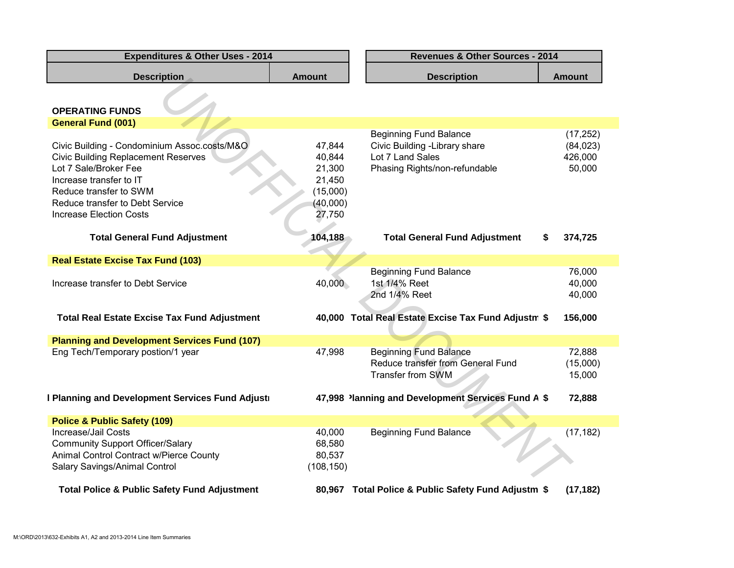| Expenditures & Other Uses - 2014 | | Revenues & Other Sources - 2014 | |
|---|---|---|---|
| **Description** | **Amount** | **Description** | **Amount** |
| **OPERATING FUNDS** | | | |
| **General Fund (001)** | | | |
| | | Beginning Fund Balance | (17,252) |
| Civic Building - Condominium Assoc.costs/M&O | 47,844 | Civic Building -Library share | (84,023) |
| Civic Building Replacement Reserves | 40,844 | Lot 7 Land Sales | 426,000 |
| Lot 7 Sale/Broker Fee | 21,300 | Phasing Rights/non-refundable | 50,000 |
| Increase transfer to IT | 21,450 | | |
| Reduce transfer to SWM | (15,000) | | |
| Reduce transfer to Debt Service | (40,000) | | |
| Increase Election Costs | 27,750 | | |
| **Total General Fund Adjustment** | **104,188** | **Total General Fund Adjustment** | **$ 374,725** |
| **Real Estate Excise Tax Fund (103)** | | | |
| | | Beginning Fund Balance | 76,000 |
| Increase transfer to Debt Service | 40,000 | 1st 1/4% Reet | 40,000 |
| | | 2nd 1/4% Reet | 40,000 |
| **Total Real Estate Excise Tax Fund Adjustment** | **40,000** | **Total Real Estate Excise Tax Fund Adjustm** | **$ 156,000** |
| **Planning and Development Services Fund (107)** | | | |
| Eng Tech/Temporary postion/1 year | 47,998 | Beginning Fund Balance | 72,888 |
| | | Reduce transfer from General Fund | (15,000) |
| | | Transfer from SWM | 15,000 |
| **l Planning and Development Services Fund Adjustı** | **47,998** | **Planning and Development Services Fund A** | **$ 72,888** |
| **Police & Public Safety (109)** | | | |
| Increase/Jail Costs | 40,000 | Beginning Fund Balance | (17,182) |
| Community Support Officer/Salary | 68,580 | | |
| Animal Control Contract w/Pierce County | 80,537 | | |
| Salary Savings/Animal Control | (108,150) | | |
| **Total Police & Public Safety Fund Adjustment** | **80,967** | **Total Police & Public Safety Fund Adjustm** | **$ (17,182)** |

M:\ORD\2013\632-Exhibits A1, A2 and 2013-2014 Line Item Summaries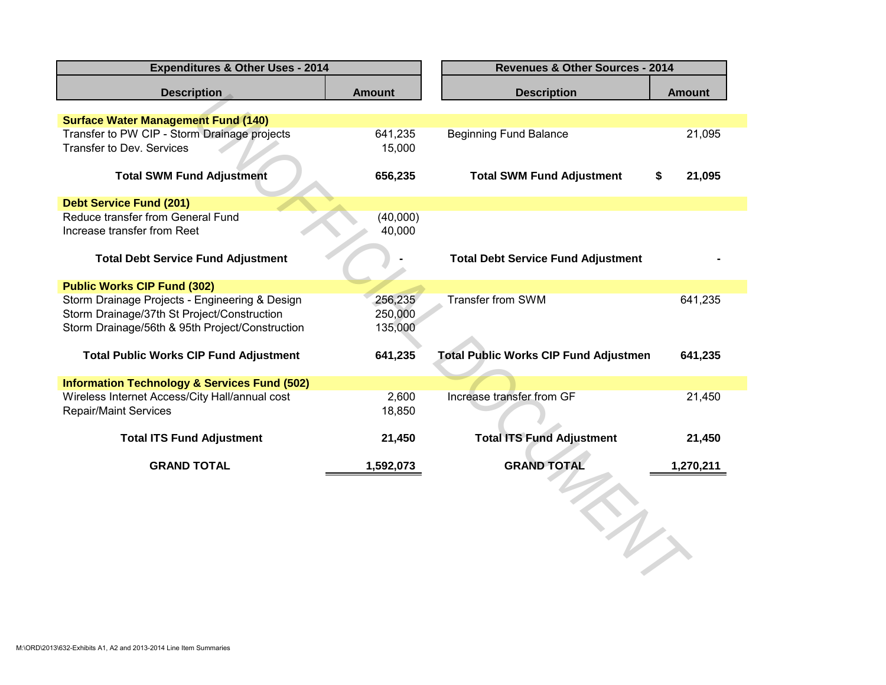| Expenditures & Other Uses - 2014 | | Revenues & Other Sources - 2014 | |
|---|---|---|---|
| **Description** | **Amount** | **Description** | **Amount** |
| **Surface Water Management Fund (140)** | | | |
| Transfer to PW CIP - Storm Drainage projects | 641,235 | Beginning Fund Balance | 21,095 |
| Transfer to Dev. Services | 15,000 | | |
| **Total SWM Fund Adjustment** | **656,235** | **Total SWM Fund Adjustment** | **$ 21,095** |
| **Debt Service Fund (201)** | | | |
| Reduce transfer from General Fund | (40,000) | | |
| Increase transfer from Reet | 40,000 | | |
| **Total Debt Service Fund Adjustment** | **-** | **Total Debt Service Fund Adjustment** | **-** |
| **Public Works CIP Fund (302)** | | | |
| Storm Drainage Projects - Engineering & Design | 256,235 | Transfer from SWM | 641,235 |
| Storm Drainage/37th St Project/Construction | 250,000 | | |
| Storm Drainage/56th & 95th Project/Construction | 135,000 | | |
| **Total Public Works CIP Fund Adjustment** | **641,235** | **Total Public Works CIP Fund Adjustmen** | **641,235** |
| **Information Technology & Services Fund (502)** | | | |
| Wireless Internet Access/City Hall/annual cost | 2,600 | Increase transfer from GF | 21,450 |
| Repair/Maint Services | 18,850 | | |
| **Total ITS Fund Adjustment** | **21,450** | **Total ITS Fund Adjustment** | **21,450** |
| **GRAND TOTAL** | **1,592,073** | **GRAND TOTAL** | **1,270,211** |

M:\ORD\2013\632-Exhibits A1, A2 and 2013-2014 Line Item Summaries